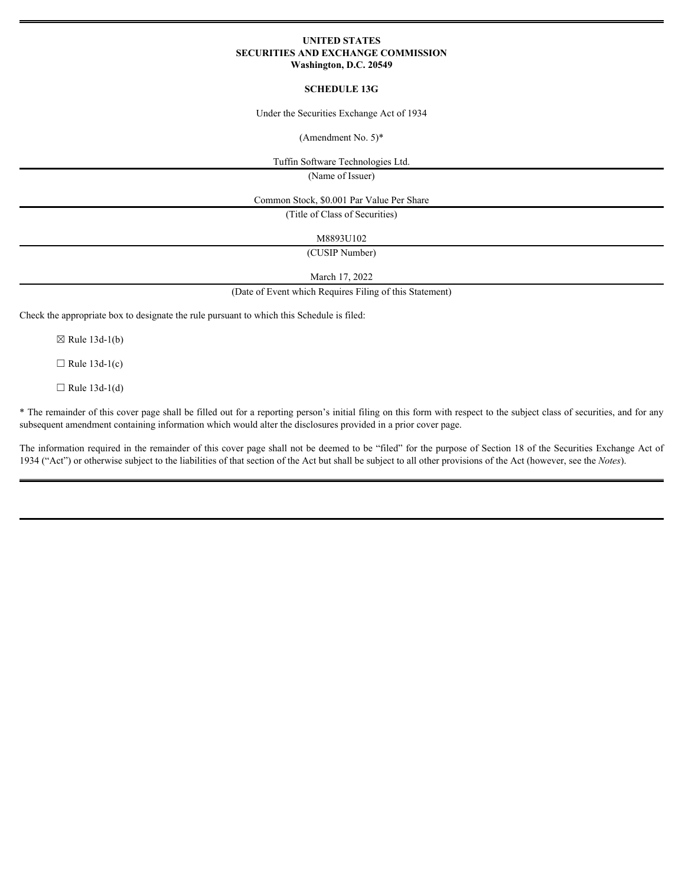**UNITED STATES**
**SECURITIES AND EXCHANGE COMMISSION**
**Washington, D.C. 20549**

**SCHEDULE 13G**

Under the Securities Exchange Act of 1934

(Amendment No. 5)*

Tuffin Software Technologies Ltd.

(Name of Issuer)

Common Stock, $0.001 Par Value Per Share

(Title of Class of Securities)

M8893U102

(CUSIP Number)

March 17, 2022

(Date of Event which Requires Filing of this Statement)

Check the appropriate box to designate the rule pursuant to which this Schedule is filed:

☒ Rule 13d-1(b)

☐ Rule 13d-1(c)

☐ Rule 13d-1(d)

* The remainder of this cover page shall be filled out for a reporting person's initial filing on this form with respect to the subject class of securities, and for any subsequent amendment containing information which would alter the disclosures provided in a prior cover page.

The information required in the remainder of this cover page shall not be deemed to be "filed" for the purpose of Section 18 of the Securities Exchange Act of 1934 ("Act") or otherwise subject to the liabilities of that section of the Act but shall be subject to all other provisions of the Act (however, see the *Notes*).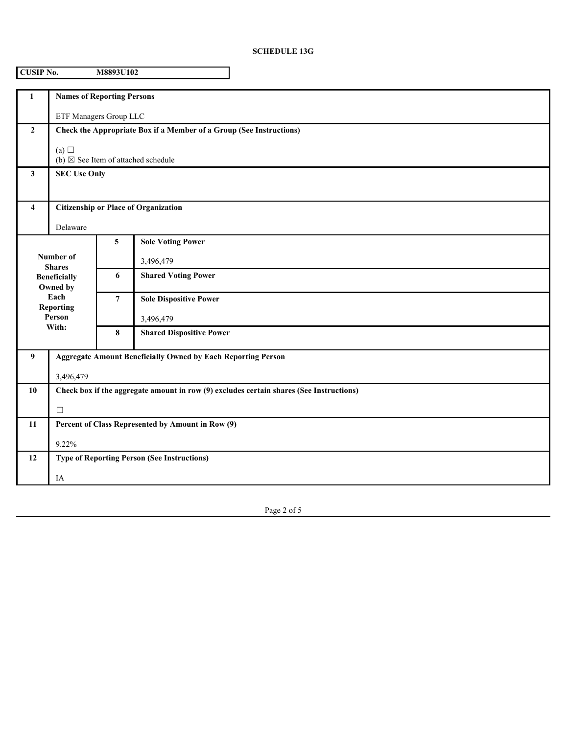**SCHEDULE 13G**

| CUSIP No. | M8893U102 |
|---|---|

| | | | |
|---|---|---|---|
| **1** | **Names of Reporting Persons**<br><br>ETF Managers Group LLC | | |
| **2** | **Check the Appropriate Box if a Member of a Group (See Instructions)**<br><br>(a) ☐<br>(b) ☒ See Item of attached schedule | | |
| **3** | **SEC Use Only** | | |
| **4** | **Citizenship or Place of Organization**<br><br>Delaware | | |
| **Number of Shares Beneficially Owned by Each Reporting Person With:** | | **5** | **Sole Voting Power**<br><br>3,496,479 |
| | | **6** | **Shared Voting Power** |
| | | **7** | **Sole Dispositive Power**<br><br>3,496,479 |
| | | **8** | **Shared Dispositive Power** |
| **9** | **Aggregate Amount Beneficially Owned by Each Reporting Person**<br><br>3,496,479 | | |
| **10** | **Check box if the aggregate amount in row (9) excludes certain shares (See Instructions)**<br><br>☐ | | |
| **11** | **Percent of Class Represented by Amount in Row (9)**<br><br>9.22% | | |
| **12** | **Type of Reporting Person (See Instructions)**<br><br>IA | | |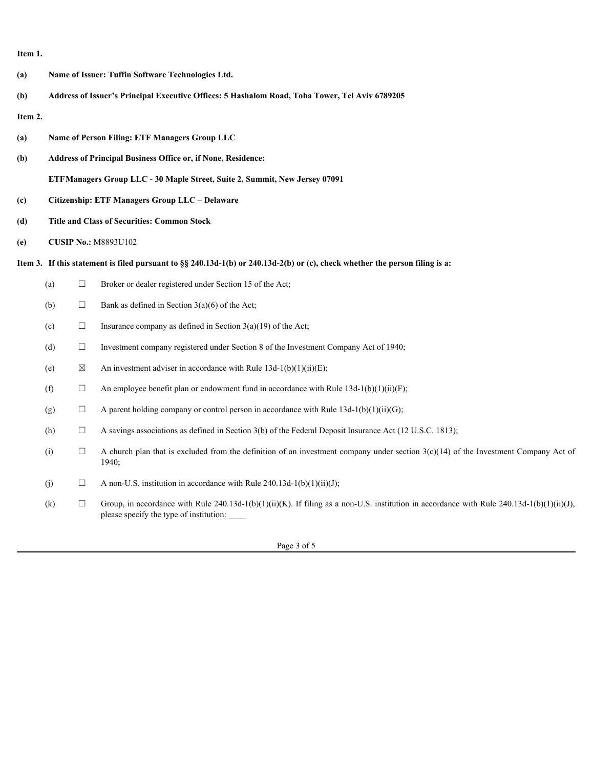**Item 1.**

**(a)** **Name of Issuer: Tuffin Software Technologies Ltd.**

**(b)** **Address of Issuer's Principal Executive Offices: 5 Hashalom Road, Toha Tower, Tel Aviv 6789205**

**Item 2.**

**(a)** **Name of Person Filing: ETF Managers Group LLC**

**(b)** **Address of Principal Business Office or, if None, Residence:**

**ETFManagers Group LLC - 30 Maple Street, Suite 2, Summit, New Jersey 07091**

**(c)** **Citizenship: ETF Managers Group LLC – Delaware**

**(d)** **Title and Class of Securities: Common Stock**

**(e)** **CUSIP No.:** M8893U102

**Item 3. If this statement is filed pursuant to §§ 240.13d-1(b) or 240.13d-2(b) or (c), check whether the person filing is a:**

(a) ☐ Broker or dealer registered under Section 15 of the Act;

(b) ☐ Bank as defined in Section 3(a)(6) of the Act;

(c) ☐ Insurance company as defined in Section 3(a)(19) of the Act;

(d) ☐ Investment company registered under Section 8 of the Investment Company Act of 1940;

(e) ☒ An investment adviser in accordance with Rule 13d-1(b)(1)(ii)(E);

(f) ☐ An employee benefit plan or endowment fund in accordance with Rule 13d-1(b)(1)(ii)(F);

(g) ☐ A parent holding company or control person in accordance with Rule 13d-1(b)(1)(ii)(G);

(h) ☐ A savings associations as defined in Section 3(b) of the Federal Deposit Insurance Act (12 U.S.C. 1813);

(i) ☐ A church plan that is excluded from the definition of an investment company under section 3(c)(14) of the Investment Company Act of 1940;

(j) ☐ A non-U.S. institution in accordance with Rule 240.13d-1(b)(1)(ii)(J);

(k) ☐ Group, in accordance with Rule 240.13d-1(b)(1)(ii)(K). If filing as a non-U.S. institution in accordance with Rule 240.13d-1(b)(1)(ii)(J), please specify the type of institution: ____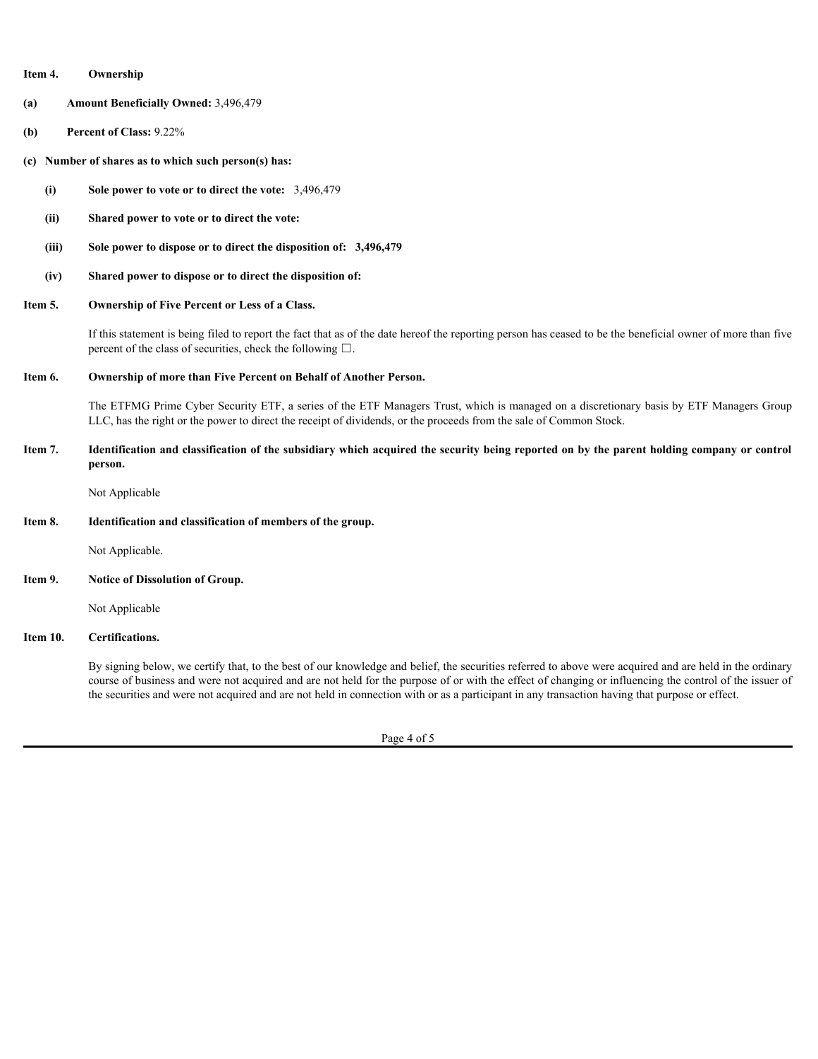**Item 4. Ownership**

**(a) Amount Beneficially Owned:** 3,496,479

**(b) Percent of Class:** 9.22%

**(c) Number of shares as to which such person(s) has:**

- **(i) Sole power to vote or to direct the vote:** 3,496,479
- **(ii) Shared power to vote or to direct the vote:**
- **(iii) Sole power to dispose or to direct the disposition of: 3,496,479**
- **(iv) Shared power to dispose or to direct the disposition of:**

**Item 5. Ownership of Five Percent or Less of a Class.**

If this statement is being filed to report the fact that as of the date hereof the reporting person has ceased to be the beneficial owner of more than five percent of the class of securities, check the following ☐.

**Item 6. Ownership of more than Five Percent on Behalf of Another Person.**

The ETFMG Prime Cyber Security ETF, a series of the ETF Managers Trust, which is managed on a discretionary basis by ETF Managers Group LLC, has the right or the power to direct the receipt of dividends, or the proceeds from the sale of Common Stock.

**Item 7. Identification and classification of the subsidiary which acquired the security being reported on by the parent holding company or control person.**

Not Applicable

**Item 8. Identification and classification of members of the group.**

Not Applicable.

**Item 9. Notice of Dissolution of Group.**

Not Applicable

**Item 10. Certifications.**

By signing below, we certify that, to the best of our knowledge and belief, the securities referred to above were acquired and are held in the ordinary course of business and were not acquired and are not held for the purpose of or with the effect of changing or influencing the control of the issuer of the securities and were not acquired and are not held in connection with or as a participant in any transaction having that purpose or effect.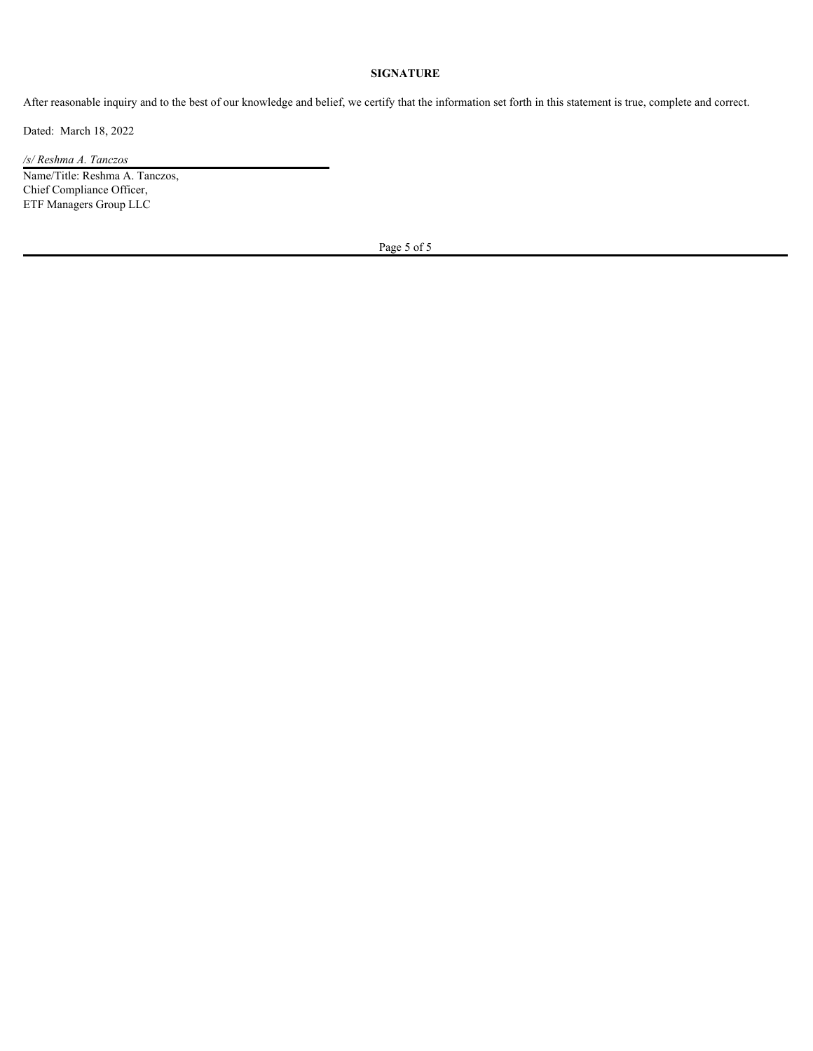**SIGNATURE**

After reasonable inquiry and to the best of our knowledge and belief, we certify that the information set forth in this statement is true, complete and correct.

Dated: March 18, 2022

*/s/ Reshma A. Tanczos*

Name/Title: Reshma A. Tanczos,
Chief Compliance Officer,
ETF Managers Group LLC